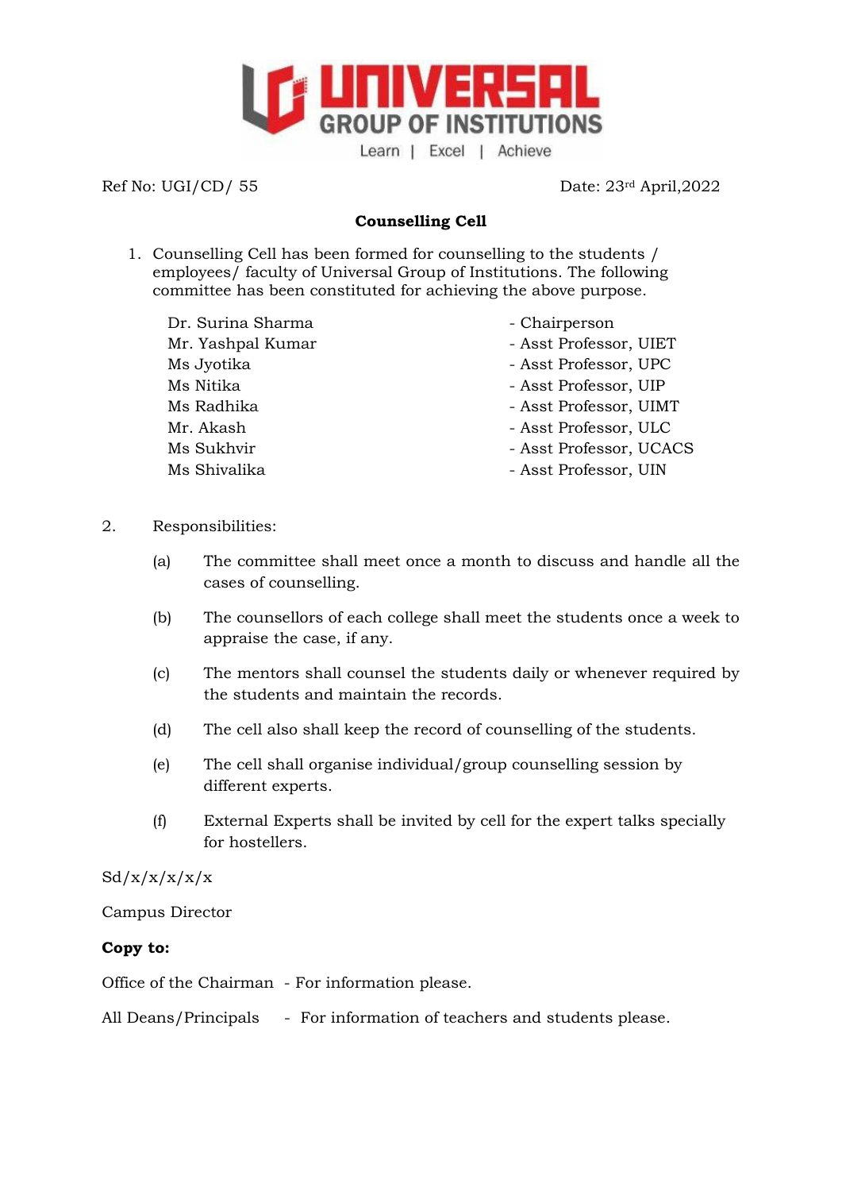UNIVERSAL GROUP OF INSTITUTIONS

Learn | Excel | Achieve

Ref No: UGI/CD/ 55 Date: 23rd April,2022

**Counselling Cell**

1. Counselling Cell has been formed for counselling to the students / employees/ faculty of Universal Group of Institutions. The following committee has been constituted for achieving the above purpose.

| | |
|---|---|
| Dr. Surina Sharma | - Chairperson |
| Mr. Yashpal Kumar | - Asst Professor, UIET |
| Ms Jyotika | - Asst Professor, UPC |
| Ms Nitika | - Asst Professor, UIP |
| Ms Radhika | - Asst Professor, UIMT |
| Mr. Akash | - Asst Professor, ULC |
| Ms Sukhvir | - Asst Professor, UCACS |
| Ms Shivalika | - Asst Professor, UIN |

2. Responsibilities:

   (a) The committee shall meet once a month to discuss and handle all the cases of counselling.

   (b) The counsellors of each college shall meet the students once a week to appraise the case, if any.

   (c) The mentors shall counsel the students daily or whenever required by the students and maintain the records.

   (d) The cell also shall keep the record of counselling of the students.

   (e) The cell shall organise individual/group counselling session by different experts.

   (f) External Experts shall be invited by cell for the expert talks specially for hostellers.

Sd/x/x/x/x/x

Campus Director

**Copy to:**

Office of the Chairman - For information please.

All Deans/Principals - For information of teachers and students please.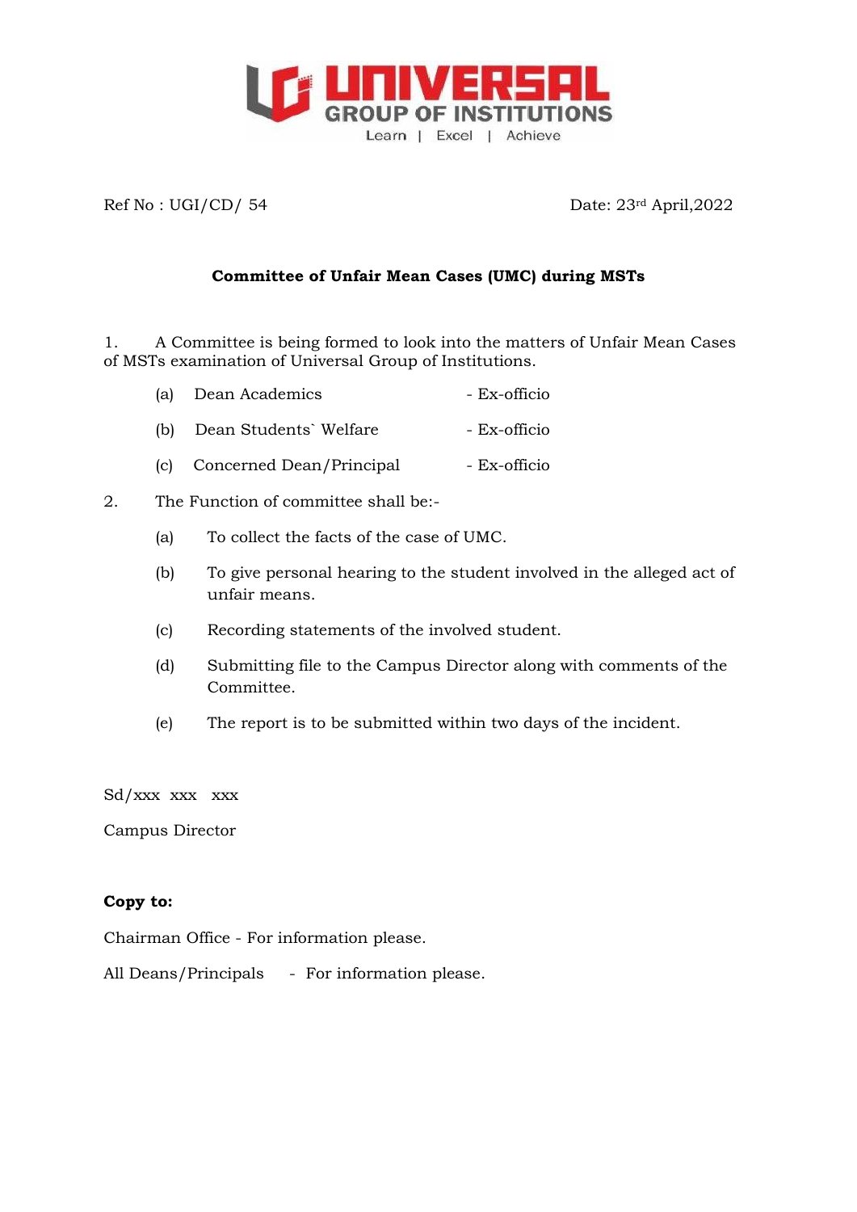UNIVERSAL GROUP OF INSTITUTIONS

Learn | Excel | Achieve

Ref No : UGI/CD/ 54 Date: 23rd April,2022

**Committee of Unfair Mean Cases (UMC) during MSTs**

1. A Committee is being formed to look into the matters of Unfair Mean Cases of MSTs examination of Universal Group of Institutions.

   (a) Dean Academics - Ex-officio

   (b) Dean Students` Welfare - Ex-officio

   (c) Concerned Dean/Principal - Ex-officio

2. The Function of committee shall be:-

   (a) To collect the facts of the case of UMC.

   (b) To give personal hearing to the student involved in the alleged act of unfair means.

   (c) Recording statements of the involved student.

   (d) Submitting file to the Campus Director along with comments of the Committee.

   (e) The report is to be submitted within two days of the incident.

Sd/xxx xxx xxx

Campus Director

**Copy to:**

Chairman Office - For information please.

All Deans/Principals - For information please.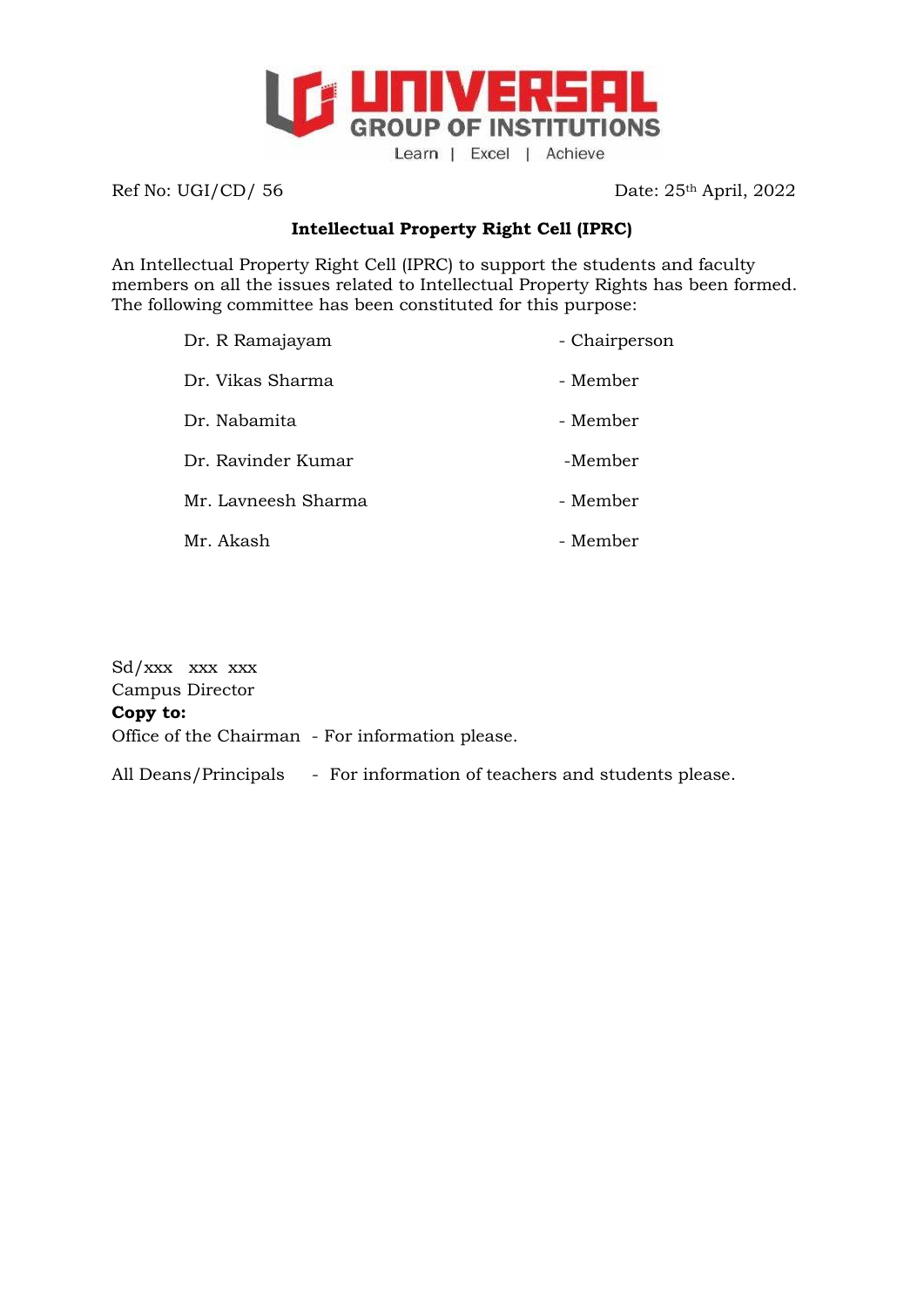UNIVERSAL GROUP OF INSTITUTIONS

Learn | Excel | Achieve

Ref No: UGI/CD/ 56 Date: 25th April, 2022

**Intellectual Property Right Cell (IPRC)**

An Intellectual Property Right Cell (IPRC) to support the students and faculty members on all the issues related to Intellectual Property Rights has been formed. The following committee has been constituted for this purpose:

| | |
|---|---|
| Dr. R Ramajayam | - Chairperson |
| Dr. Vikas Sharma | - Member |
| Dr. Nabamita | - Member |
| Dr. Ravinder Kumar | -Member |
| Mr. Lavneesh Sharma | - Member |
| Mr. Akash | - Member |

Sd/xxx xxx xxx
Campus Director

**Copy to:**

Office of the Chairman - For information please.

All Deans/Principals - For information of teachers and students please.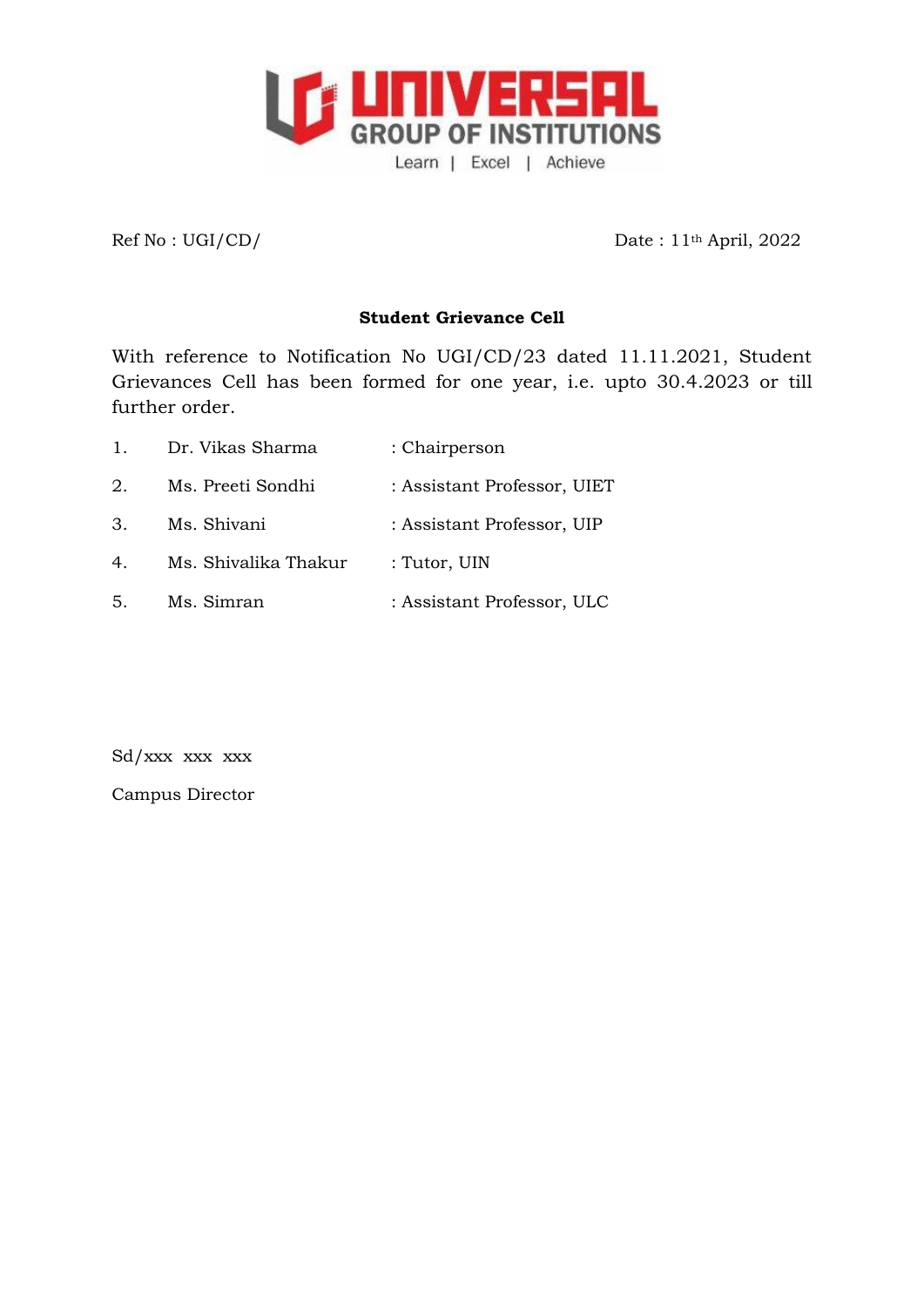UNIVERSAL
GROUP OF INSTITUTIONS
Learn | Excel | Achieve

Ref No : UGI/CD/ Date : 11th April, 2022

**Student Grievance Cell**

With reference to Notification No UGI/CD/23 dated 11.11.2021, Student Grievances Cell has been formed for one year, i.e. upto 30.4.2023 or till further order.

1. Dr. Vikas Sharma : Chairperson
2. Ms. Preeti Sondhi : Assistant Professor, UIET
3. Ms. Shivani : Assistant Professor, UIP
4. Ms. Shivalika Thakur : Tutor, UIN
5. Ms. Simran : Assistant Professor, ULC

Sd/xxx xxx xxx

Campus Director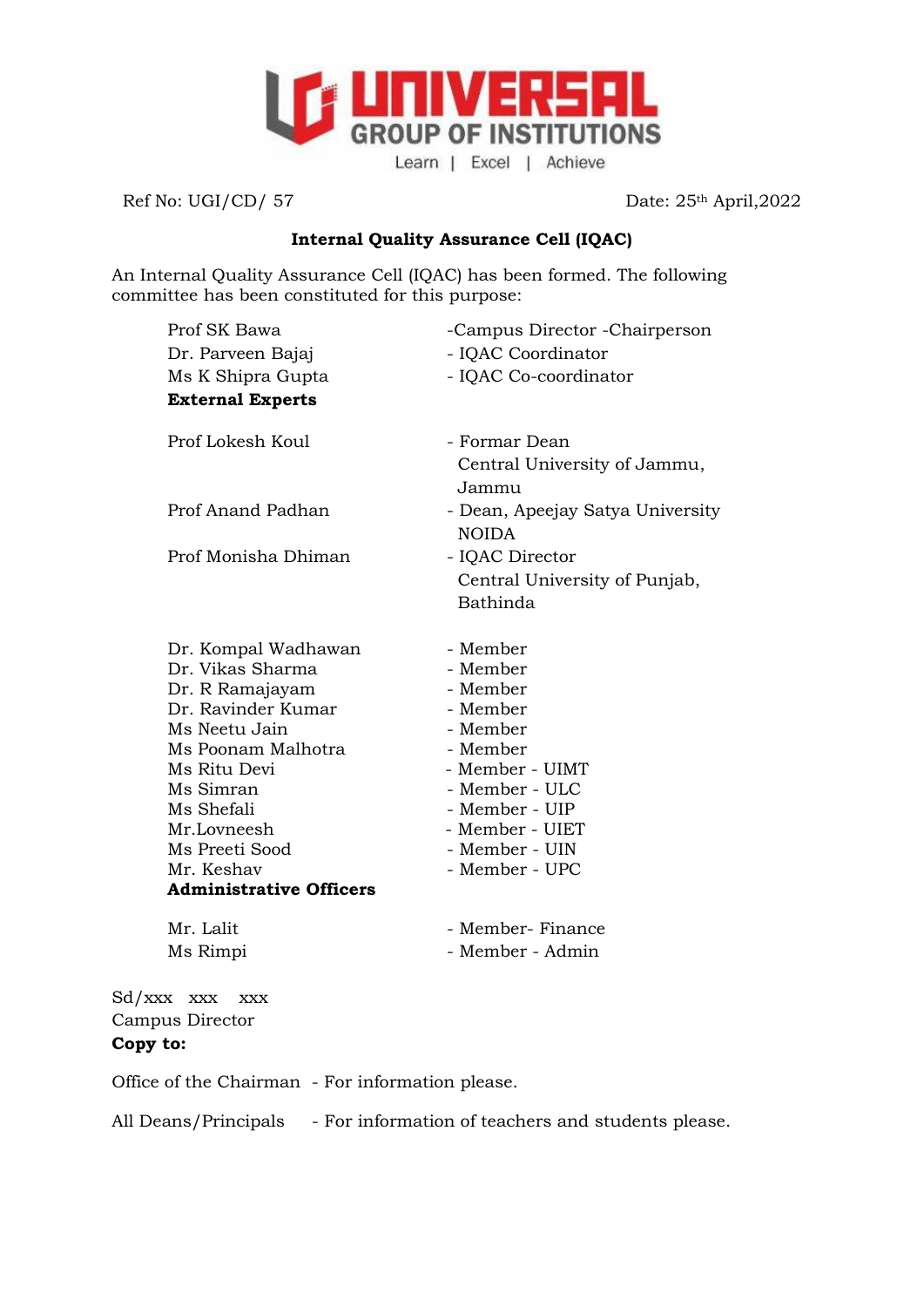UNIVERSAL GROUP OF INSTITUTIONS

Learn | Excel | Achieve

Ref No: UGI/CD/ 57 Date: 25th April,2022

**Internal Quality Assurance Cell (IQAC)**

An Internal Quality Assurance Cell (IQAC) has been formed. The following committee has been constituted for this purpose:

| | |
|---|---|
| Prof SK Bawa | -Campus Director -Chairperson |
| Dr. Parveen Bajaj | - IQAC Coordinator |
| Ms K Shipra Gupta | - IQAC Co-coordinator |
| **External Experts** | |
| Prof Lokesh Koul | - Formar Dean Central University of Jammu, Jammu |
| Prof Anand Padhan | - Dean, Apeejay Satya University NOIDA |
| Prof Monisha Dhiman | - IQAC Director Central University of Punjab, Bathinda |
| Dr. Kompal Wadhawan | - Member |
| Dr. Vikas Sharma | - Member |
| Dr. R Ramajayam | - Member |
| Dr. Ravinder Kumar | - Member |
| Ms Neetu Jain | - Member |
| Ms Poonam Malhotra | - Member |
| Ms Ritu Devi | - Member - UIMT |
| Ms Simran | - Member - ULC |
| Ms Shefali | - Member - UIP |
| Mr.Lovneesh | - Member - UIET |
| Ms Preeti Sood | - Member - UIN |
| Mr. Keshav | - Member - UPC |
| **Administrative Officers** | |
| Mr. Lalit | - Member- Finance |
| Ms Rimpi | - Member - Admin |

Sd/xxx xxx xxx
Campus Director

**Copy to:**

Office of the Chairman - For information please.

All Deans/Principals - For information of teachers and students please.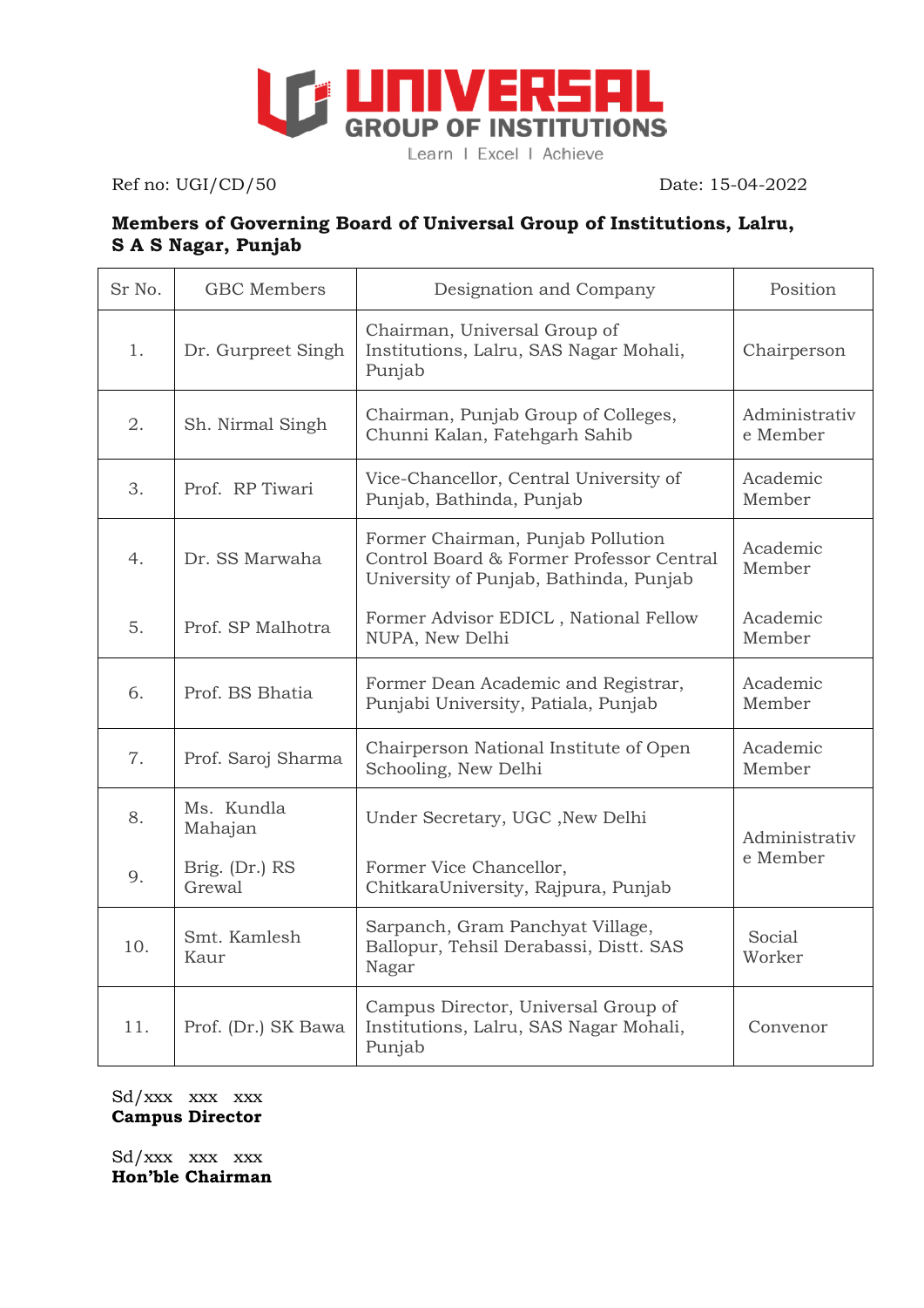# UNIVERSAL GROUP OF INSTITUTIONS

Learn | Excel | Achieve

Ref no: UGI/CD/50 Date: 15-04-2022

**Members of Governing Board of Universal Group of Institutions, Lalru, S A S Nagar, Punjab**

| Sr No. | GBC Members | Designation and Company | Position |
|---|---|---|---|
| 1. | Dr. Gurpreet Singh | Chairman, Universal Group of Institutions, Lalru, SAS Nagar Mohali, Punjab | Chairperson |
| 2. | Sh. Nirmal Singh | Chairman, Punjab Group of Colleges, Chunni Kalan, Fatehgarh Sahib | Administrative Member |
| 3. | Prof. RP Tiwari | Vice-Chancellor, Central University of Punjab, Bathinda, Punjab | Academic Member |
| 4. | Dr. SS Marwaha | Former Chairman, Punjab Pollution Control Board & Former Professor Central University of Punjab, Bathinda, Punjab | Academic Member |
| 5. | Prof. SP Malhotra | Former Advisor EDICL , National Fellow NUPA, New Delhi | Academic Member |
| 6. | Prof. BS Bhatia | Former Dean Academic and Registrar, Punjabi University, Patiala, Punjab | Academic Member |
| 7. | Prof. Saroj Sharma | Chairperson National Institute of Open Schooling, New Delhi | Academic Member |
| 8. | Ms. Kundla Mahajan | Under Secretary, UGC ,New Delhi | Administrative Member |
| 9. | Brig. (Dr.) RS Grewal | Former Vice Chancellor, ChitkaraUniversity, Rajpura, Punjab | |
| 10. | Smt. Kamlesh Kaur | Sarpanch, Gram Panchyat Village, Ballopur, Tehsil Derabassi, Distt. SAS Nagar | Social Worker |
| 11. | Prof. (Dr.) SK Bawa | Campus Director, Universal Group of Institutions, Lalru, SAS Nagar Mohali, Punjab | Convenor |

Sd/xxx xxx xxx
**Campus Director**

Sd/xxx xxx xxx
**Hon'ble Chairman**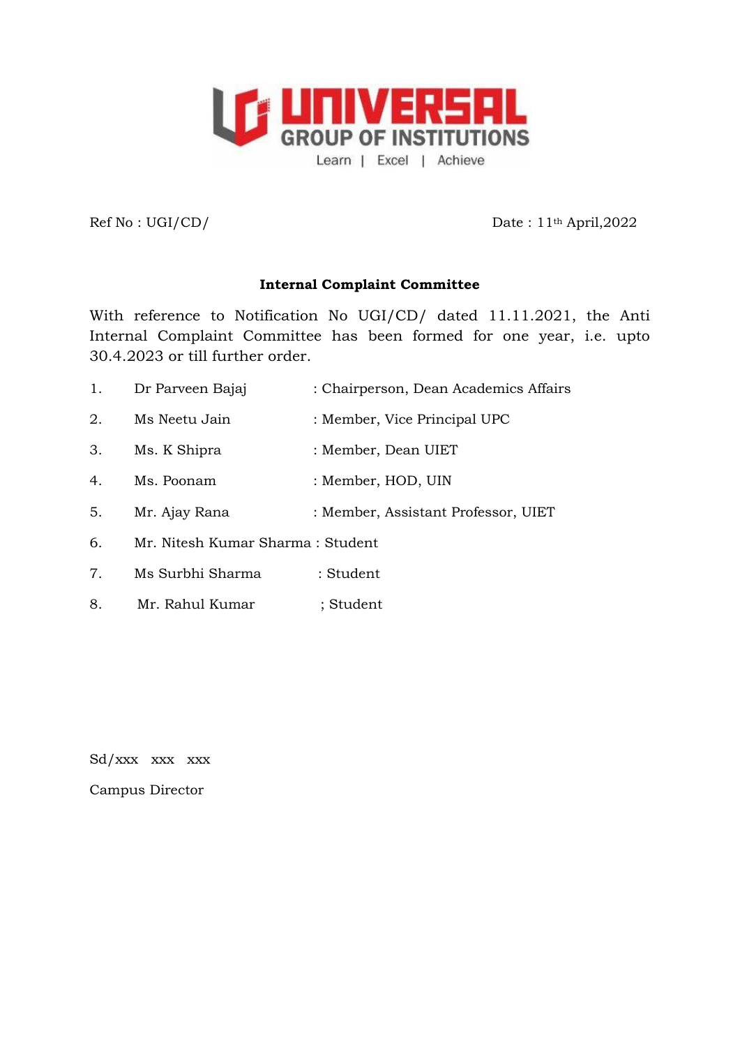UNIVERSAL GROUP OF INSTITUTIONS

Learn | Excel | Achieve

Ref No : UGI/CD/ Date : 11th April,2022

**Internal Complaint Committee**

With reference to Notification No UGI/CD/ dated 11.11.2021, the Anti Internal Complaint Committee has been formed for one year, i.e. upto 30.4.2023 or till further order.

1. Dr Parveen Bajaj : Chairperson, Dean Academics Affairs
2. Ms Neetu Jain : Member, Vice Principal UPC
3. Ms. K Shipra : Member, Dean UIET
4. Ms. Poonam : Member, HOD, UIN
5. Mr. Ajay Rana : Member, Assistant Professor, UIET
6. Mr. Nitesh Kumar Sharma : Student
7. Ms Surbhi Sharma : Student
8. Mr. Rahul Kumar ; Student

Sd/xxx xxx xxx

Campus Director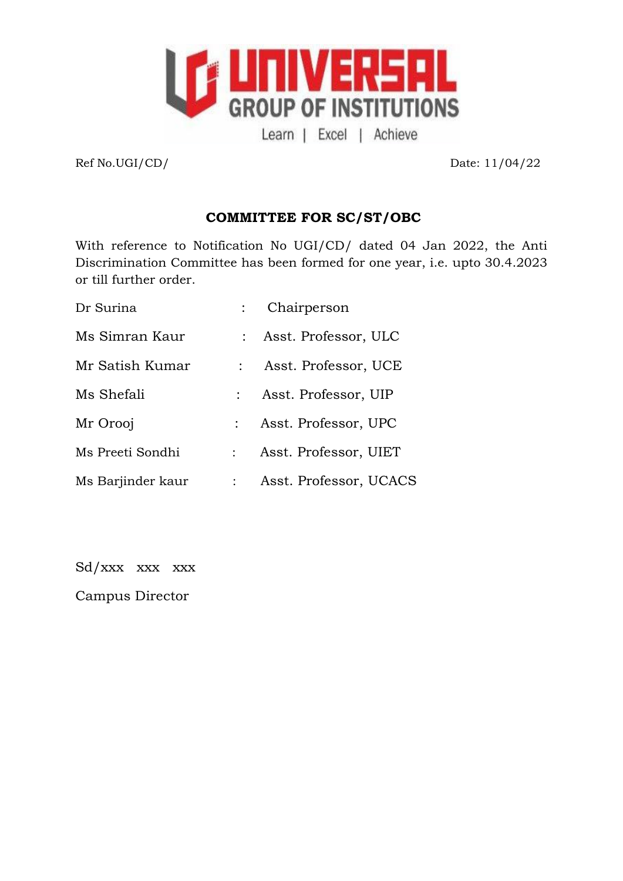UNIVERSAL GROUP OF INSTITUTIONS

Learn | Excel | Achieve

Ref No.UGI/CD/ Date: 11/04/22

## COMMITTEE FOR SC/ST/OBC

With reference to Notification No UGI/CD/ dated 04 Jan 2022, the Anti Discrimination Committee has been formed for one year, i.e. upto 30.4.2023 or till further order.

| | | |
|---|---|---|
| Dr Surina | : | Chairperson |
| Ms Simran Kaur | : | Asst. Professor, ULC |
| Mr Satish Kumar | : | Asst. Professor, UCE |
| Ms Shefali | : | Asst. Professor, UIP |
| Mr Orooj | : | Asst. Professor, UPC |
| Ms Preeti Sondhi | : | Asst. Professor, UIET |
| Ms Barjinder kaur | : | Asst. Professor, UCACS |

Sd/xxx xxx xxx

Campus Director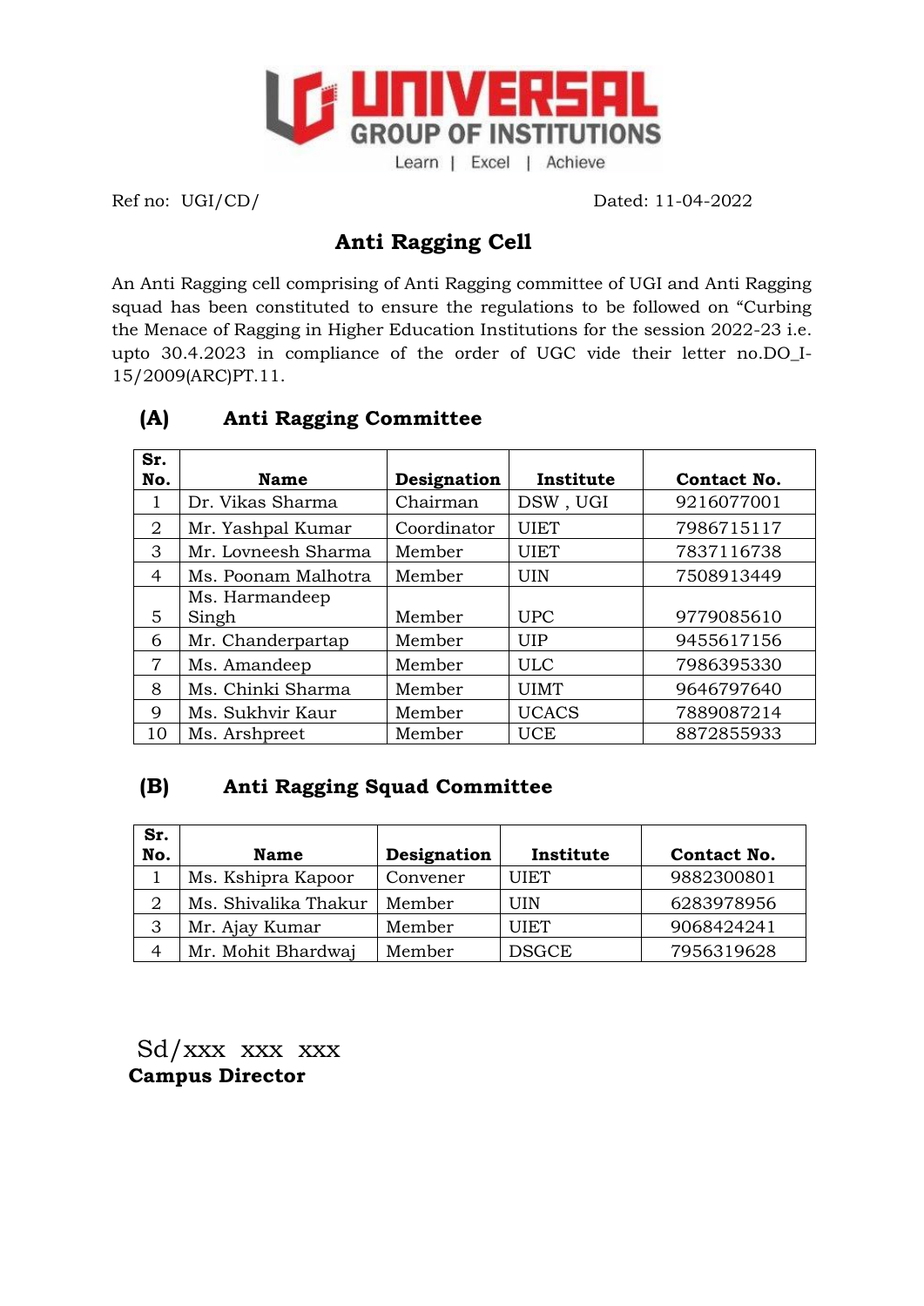UNIVERSAL GROUP OF INSTITUTIONS

Learn | Excel | Achieve

Ref no: UGI/CD/ Dated: 11-04-2022

# Anti Ragging Cell

An Anti Ragging cell comprising of Anti Ragging committee of UGI and Anti Ragging squad has been constituted to ensure the regulations to be followed on "Curbing the Menace of Ragging in Higher Education Institutions for the session 2022-23 i.e. upto 30.4.2023 in compliance of the order of UGC vide their letter no.DO_I-15/2009(ARC)PT.11.

## (A) Anti Ragging Committee

| Sr. No. | Name | Designation | Institute | Contact No. |
|---|---|---|---|---|
| 1 | Dr. Vikas Sharma | Chairman | DSW , UGI | 9216077001 |
| 2 | Mr. Yashpal Kumar | Coordinator | UIET | 7986715117 |
| 3 | Mr. Lovneesh Sharma | Member | UIET | 7837116738 |
| 4 | Ms. Poonam Malhotra | Member | UIN | 7508913449 |
| 5 | Ms. Harmandeep Singh | Member | UPC | 9779085610 |
| 6 | Mr. Chanderpartap | Member | UIP | 9455617156 |
| 7 | Ms. Amandeep | Member | ULC | 7986395330 |
| 8 | Ms. Chinki Sharma | Member | UIMT | 9646797640 |
| 9 | Ms. Sukhvir Kaur | Member | UCACS | 7889087214 |
| 10 | Ms. Arshpreet | Member | UCE | 8872855933 |

## (B) Anti Ragging Squad Committee

| Sr. No. | Name | Designation | Institute | Contact No. |
|---|---|---|---|---|
| 1 | Ms. Kshipra Kapoor | Convener | UIET | 9882300801 |
| 2 | Ms. Shivalika Thakur | Member | UIN | 6283978956 |
| 3 | Mr. Ajay Kumar | Member | UIET | 9068424241 |
| 4 | Mr. Mohit Bhardwaj | Member | DSGCE | 7956319628 |

Sd/xxx xxx xxx

**Campus Director**